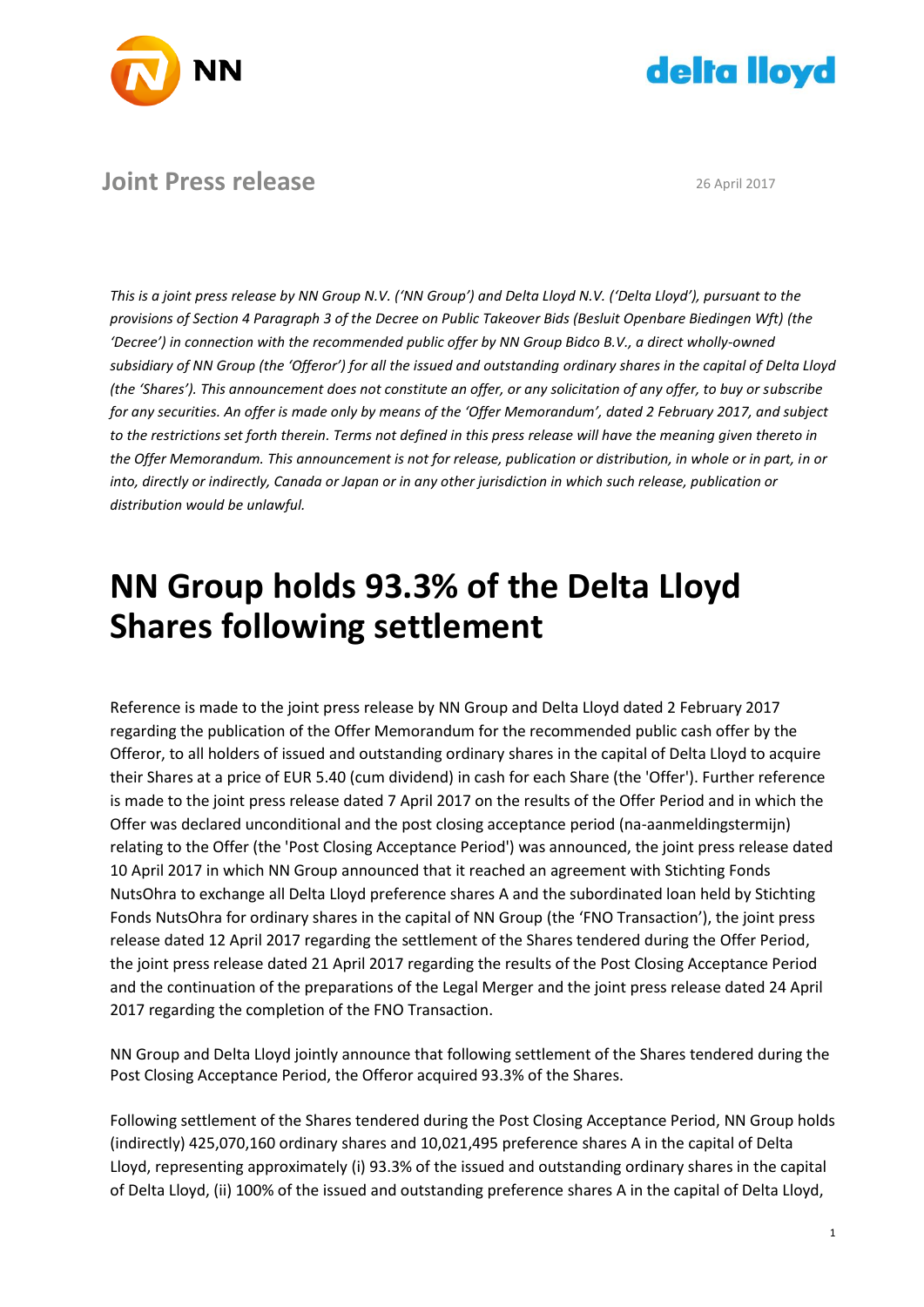Joint Press release

26 April 2017

*This is a joint press release by NN Group N.V. ('NN Group') and Delta Lloyd N.V. ('Delta Lloyd'), pursuant to the provisions of Section 4 Paragraph 3 of the Decree on Public Takeover Bids (Besluit Openbare Biedingen Wft) (the 'Decree') in connection with the recommended public offer by NN Group Bidco B.V., a direct wholly-owned subsidiary of NN Group (the 'Offeror') for all the issued and outstanding ordinary shares in the capital of Delta Lloyd (the 'Shares'). This announcement does not constitute an offer, or any solicitation of any offer, to buy or subscribe for any securities. An offer is made only by means of the 'Offer Memorandum', dated 2 February 2017, and subject to the restrictions set forth therein. Terms not defined in this press release will have the meaning given thereto in the Offer Memorandum. This announcement is not for release, publication or distribution, in whole or in part, in or into, directly or indirectly, Canada or Japan or in any other jurisdiction in which such release, publication or distribution would be unlawful.*

# NN Group holds 93.3% of the Delta Lloyd Shares following settlement

Reference is made to the joint press release by NN Group and Delta Lloyd dated 2 February 2017 regarding the publication of the Offer Memorandum for the recommended public cash offer by the Offeror, to all holders of issued and outstanding ordinary shares in the capital of Delta Lloyd to acquire their Shares at a price of EUR 5.40 (cum dividend) in cash for each Share (the 'Offer'). Further reference is made to the joint press release dated 7 April 2017 on the results of the Offer Period and in which the Offer was declared unconditional and the post closing acceptance period (na-aanmeldingstermijn) relating to the Offer (the 'Post Closing Acceptance Period') was announced, the joint press release dated 10 April 2017 in which NN Group announced that it reached an agreement with Stichting Fonds NutsOhra to exchange all Delta Lloyd preference shares A and the subordinated loan held by Stichting Fonds NutsOhra for ordinary shares in the capital of NN Group (the 'FNO Transaction'), the joint press release dated 12 April 2017 regarding the settlement of the Shares tendered during the Offer Period, the joint press release dated 21 April 2017 regarding the results of the Post Closing Acceptance Period and the continuation of the preparations of the Legal Merger and the joint press release dated 24 April 2017 regarding the completion of the FNO Transaction.

NN Group and Delta Lloyd jointly announce that following settlement of the Shares tendered during the Post Closing Acceptance Period, the Offeror acquired 93.3% of the Shares.

Following settlement of the Shares tendered during the Post Closing Acceptance Period, NN Group holds (indirectly) 425,070,160 ordinary shares and 10,021,495 preference shares A in the capital of Delta Lloyd, representing approximately (i) 93.3% of the issued and outstanding ordinary shares in the capital of Delta Lloyd, (ii) 100% of the issued and outstanding preference shares A in the capital of Delta Lloyd,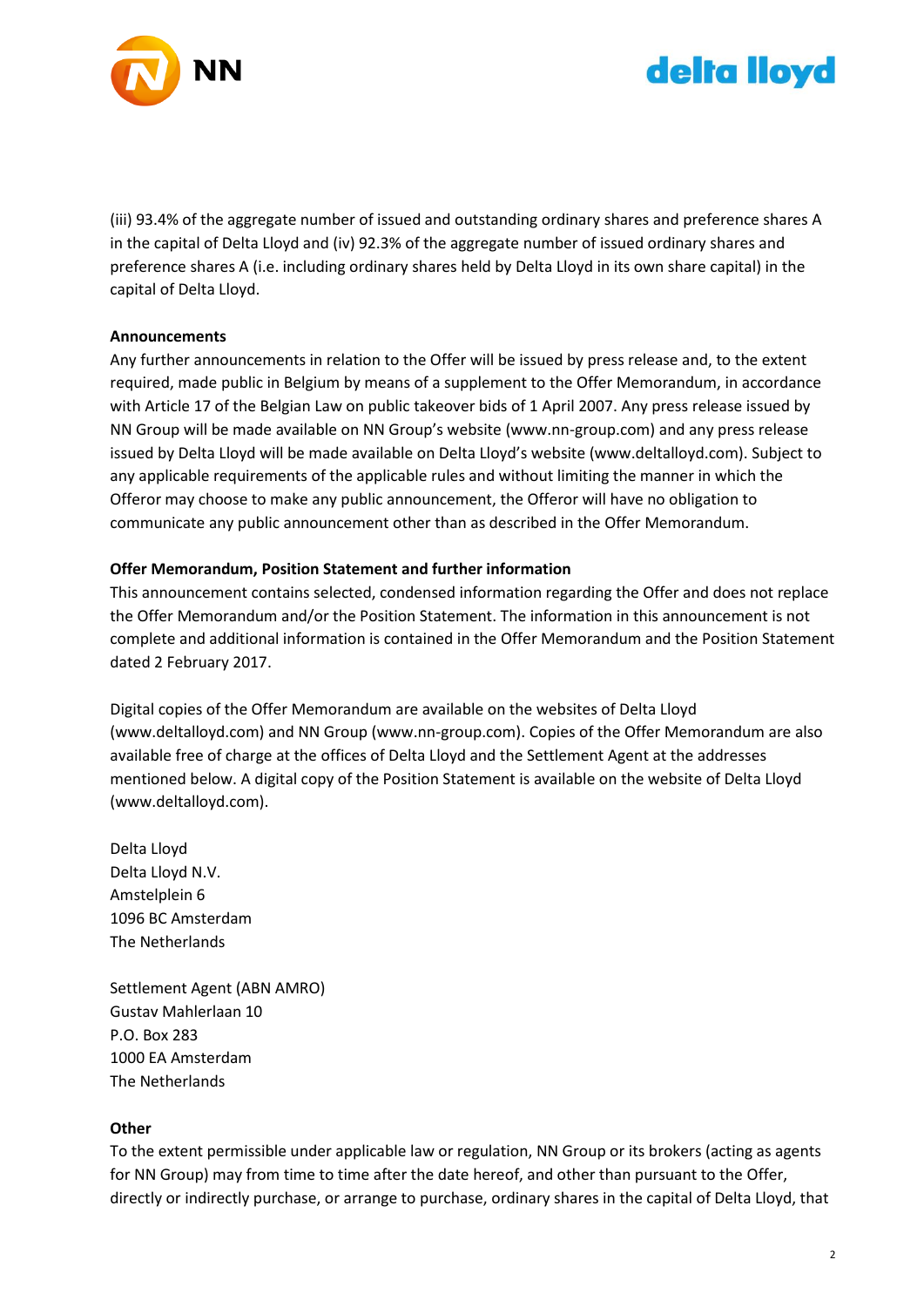(iii) 93.4% of the aggregate number of issued and outstanding ordinary shares and preference shares A in the capital of Delta Lloyd and (iv) 92.3% of the aggregate number of issued ordinary shares and preference shares A (i.e. including ordinary shares held by Delta Lloyd in its own share capital) in the capital of Delta Lloyd.

**Announcements**

Any further announcements in relation to the Offer will be issued by press release and, to the extent required, made public in Belgium by means of a supplement to the Offer Memorandum, in accordance with Article 17 of the Belgian Law on public takeover bids of 1 April 2007. Any press release issued by NN Group will be made available on NN Group's website (www.nn-group.com) and any press release issued by Delta Lloyd will be made available on Delta Lloyd's website (www.deltalloyd.com). Subject to any applicable requirements of the applicable rules and without limiting the manner in which the Offeror may choose to make any public announcement, the Offeror will have no obligation to communicate any public announcement other than as described in the Offer Memorandum.

**Offer Memorandum, Position Statement and further information**

This announcement contains selected, condensed information regarding the Offer and does not replace the Offer Memorandum and/or the Position Statement. The information in this announcement is not complete and additional information is contained in the Offer Memorandum and the Position Statement dated 2 February 2017.

Digital copies of the Offer Memorandum are available on the websites of Delta Lloyd (www.deltalloyd.com) and NN Group (www.nn-group.com). Copies of the Offer Memorandum are also available free of charge at the offices of Delta Lloyd and the Settlement Agent at the addresses mentioned below. A digital copy of the Position Statement is available on the website of Delta Lloyd (www.deltalloyd.com).

Delta Lloyd
Delta Lloyd N.V.
Amstelplein 6
1096 BC Amsterdam
The Netherlands

Settlement Agent (ABN AMRO)
Gustav Mahlerlaan 10
P.O. Box 283
1000 EA Amsterdam
The Netherlands

**Other**

To the extent permissible under applicable law or regulation, NN Group or its brokers (acting as agents for NN Group) may from time to time after the date hereof, and other than pursuant to the Offer, directly or indirectly purchase, or arrange to purchase, ordinary shares in the capital of Delta Lloyd, that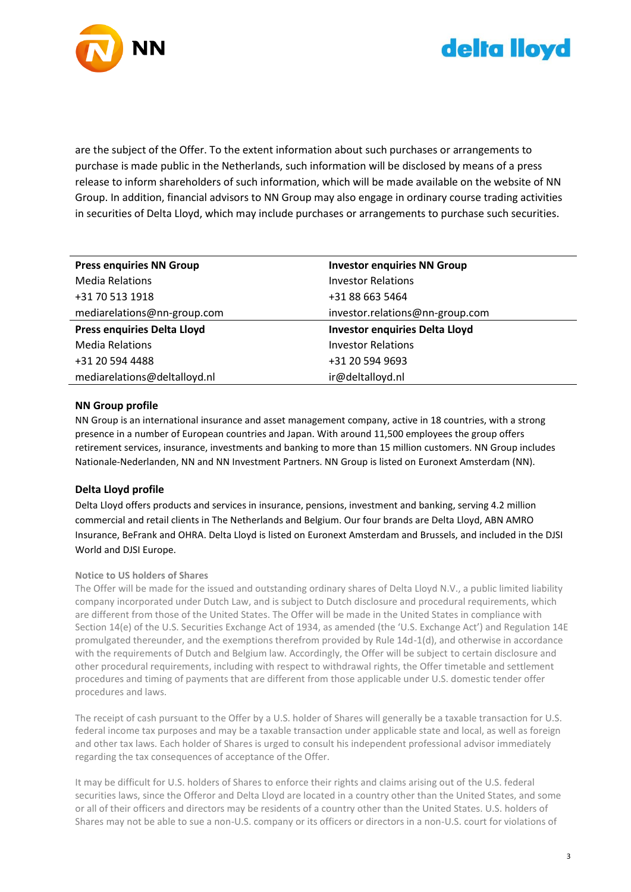are the subject of the Offer. To the extent information about such purchases or arrangements to purchase is made public in the Netherlands, such information will be disclosed by means of a press release to inform shareholders of such information, which will be made available on the website of NN Group. In addition, financial advisors to NN Group may also engage in ordinary course trading activities in securities of Delta Lloyd, which may include purchases or arrangements to purchase such securities.

| **Press enquiries NN Group** | **Investor enquiries NN Group** |
|---|---|
| Media Relations | Investor Relations |
| +31 70 513 1918 | +31 88 663 5464 |
| mediarelations@nn-group.com | investor.relations@nn-group.com |
| **Press enquiries Delta Lloyd** | **Investor enquiries Delta Lloyd** |
| Media Relations | Investor Relations |
| +31 20 594 4488 | +31 20 594 9693 |
| mediarelations@deltalloyd.nl | ir@deltalloyd.nl |

**NN Group profile**

NN Group is an international insurance and asset management company, active in 18 countries, with a strong presence in a number of European countries and Japan. With around 11,500 employees the group offers retirement services, insurance, investments and banking to more than 15 million customers. NN Group includes Nationale-Nederlanden, NN and NN Investment Partners. NN Group is listed on Euronext Amsterdam (NN).

**Delta Lloyd profile**

Delta Lloyd offers products and services in insurance, pensions, investment and banking, serving 4.2 million commercial and retail clients in The Netherlands and Belgium. Our four brands are Delta Lloyd, ABN AMRO Insurance, BeFrank and OHRA. Delta Lloyd is listed on Euronext Amsterdam and Brussels, and included in the DJSI World and DJSI Europe.

**Notice to US holders of Shares**

The Offer will be made for the issued and outstanding ordinary shares of Delta Lloyd N.V., a public limited liability company incorporated under Dutch Law, and is subject to Dutch disclosure and procedural requirements, which are different from those of the United States. The Offer will be made in the United States in compliance with Section 14(e) of the U.S. Securities Exchange Act of 1934, as amended (the 'U.S. Exchange Act') and Regulation 14E promulgated thereunder, and the exemptions therefrom provided by Rule 14d-1(d), and otherwise in accordance with the requirements of Dutch and Belgium law. Accordingly, the Offer will be subject to certain disclosure and other procedural requirements, including with respect to withdrawal rights, the Offer timetable and settlement procedures and timing of payments that are different from those applicable under U.S. domestic tender offer procedures and laws.

The receipt of cash pursuant to the Offer by a U.S. holder of Shares will generally be a taxable transaction for U.S. federal income tax purposes and may be a taxable transaction under applicable state and local, as well as foreign and other tax laws. Each holder of Shares is urged to consult his independent professional advisor immediately regarding the tax consequences of acceptance of the Offer.

It may be difficult for U.S. holders of Shares to enforce their rights and claims arising out of the U.S. federal securities laws, since the Offeror and Delta Lloyd are located in a country other than the United States, and some or all of their officers and directors may be residents of a country other than the United States. U.S. holders of Shares may not be able to sue a non-U.S. company or its officers or directors in a non-U.S. court for violations of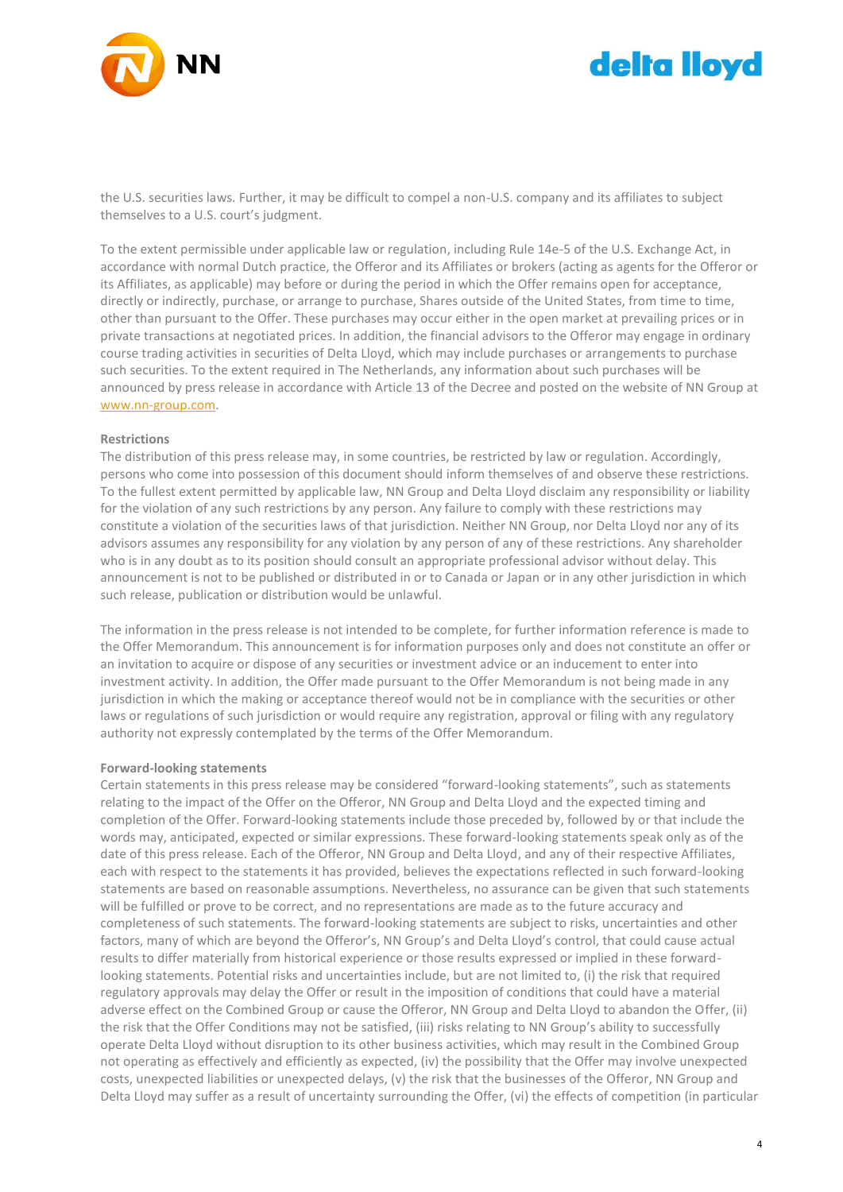the U.S. securities laws. Further, it may be difficult to compel a non-U.S. company and its affiliates to subject themselves to a U.S. court's judgment.

To the extent permissible under applicable law or regulation, including Rule 14e-5 of the U.S. Exchange Act, in accordance with normal Dutch practice, the Offeror and its Affiliates or brokers (acting as agents for the Offeror or its Affiliates, as applicable) may before or during the period in which the Offer remains open for acceptance, directly or indirectly, purchase, or arrange to purchase, Shares outside of the United States, from time to time, other than pursuant to the Offer. These purchases may occur either in the open market at prevailing prices or in private transactions at negotiated prices. In addition, the financial advisors to the Offeror may engage in ordinary course trading activities in securities of Delta Lloyd, which may include purchases or arrangements to purchase such securities. To the extent required in The Netherlands, any information about such purchases will be announced by press release in accordance with Article 13 of the Decree and posted on the website of NN Group at www.nn-group.com.

**Restrictions**

The distribution of this press release may, in some countries, be restricted by law or regulation. Accordingly, persons who come into possession of this document should inform themselves of and observe these restrictions. To the fullest extent permitted by applicable law, NN Group and Delta Lloyd disclaim any responsibility or liability for the violation of any such restrictions by any person. Any failure to comply with these restrictions may constitute a violation of the securities laws of that jurisdiction. Neither NN Group, nor Delta Lloyd nor any of its advisors assumes any responsibility for any violation by any person of any of these restrictions. Any shareholder who is in any doubt as to its position should consult an appropriate professional advisor without delay. This announcement is not to be published or distributed in or to Canada or Japan or in any other jurisdiction in which such release, publication or distribution would be unlawful.

The information in the press release is not intended to be complete, for further information reference is made to the Offer Memorandum. This announcement is for information purposes only and does not constitute an offer or an invitation to acquire or dispose of any securities or investment advice or an inducement to enter into investment activity. In addition, the Offer made pursuant to the Offer Memorandum is not being made in any jurisdiction in which the making or acceptance thereof would not be in compliance with the securities or other laws or regulations of such jurisdiction or would require any registration, approval or filing with any regulatory authority not expressly contemplated by the terms of the Offer Memorandum.

**Forward-looking statements**

Certain statements in this press release may be considered "forward-looking statements", such as statements relating to the impact of the Offer on the Offeror, NN Group and Delta Lloyd and the expected timing and completion of the Offer. Forward-looking statements include those preceded by, followed by or that include the words may, anticipated, expected or similar expressions. These forward-looking statements speak only as of the date of this press release. Each of the Offeror, NN Group and Delta Lloyd, and any of their respective Affiliates, each with respect to the statements it has provided, believes the expectations reflected in such forward-looking statements are based on reasonable assumptions. Nevertheless, no assurance can be given that such statements will be fulfilled or prove to be correct, and no representations are made as to the future accuracy and completeness of such statements. The forward-looking statements are subject to risks, uncertainties and other factors, many of which are beyond the Offeror's, NN Group's and Delta Lloyd's control, that could cause actual results to differ materially from historical experience or those results expressed or implied in these forward-looking statements. Potential risks and uncertainties include, but are not limited to, (i) the risk that required regulatory approvals may delay the Offer or result in the imposition of conditions that could have a material adverse effect on the Combined Group or cause the Offeror, NN Group and Delta Lloyd to abandon the Offer, (ii) the risk that the Offer Conditions may not be satisfied, (iii) risks relating to NN Group's ability to successfully operate Delta Lloyd without disruption to its other business activities, which may result in the Combined Group not operating as effectively and efficiently as expected, (iv) the possibility that the Offer may involve unexpected costs, unexpected liabilities or unexpected delays, (v) the risk that the businesses of the Offeror, NN Group and Delta Lloyd may suffer as a result of uncertainty surrounding the Offer, (vi) the effects of competition (in particular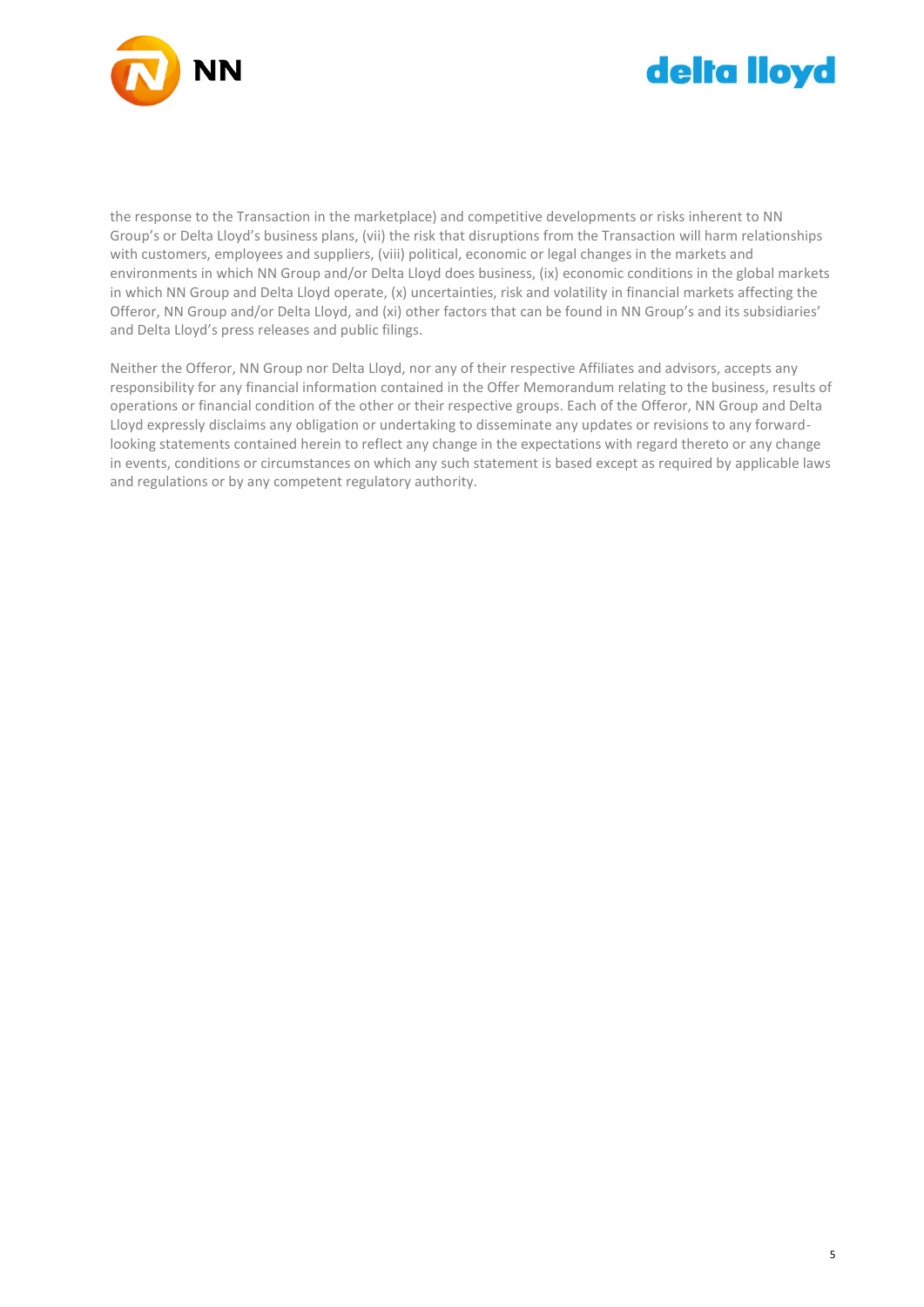the response to the Transaction in the marketplace) and competitive developments or risks inherent to NN Group's or Delta Lloyd's business plans, (vii) the risk that disruptions from the Transaction will harm relationships with customers, employees and suppliers, (viii) political, economic or legal changes in the markets and environments in which NN Group and/or Delta Lloyd does business, (ix) economic conditions in the global markets in which NN Group and Delta Lloyd operate, (x) uncertainties, risk and volatility in financial markets affecting the Offeror, NN Group and/or Delta Lloyd, and (xi) other factors that can be found in NN Group's and its subsidiaries' and Delta Lloyd's press releases and public filings.

Neither the Offeror, NN Group nor Delta Lloyd, nor any of their respective Affiliates and advisors, accepts any responsibility for any financial information contained in the Offer Memorandum relating to the business, results of operations or financial condition of the other or their respective groups. Each of the Offeror, NN Group and Delta Lloyd expressly disclaims any obligation or undertaking to disseminate any updates or revisions to any forward-looking statements contained herein to reflect any change in the expectations with regard thereto or any change in events, conditions or circumstances on which any such statement is based except as required by applicable laws and regulations or by any competent regulatory authority.